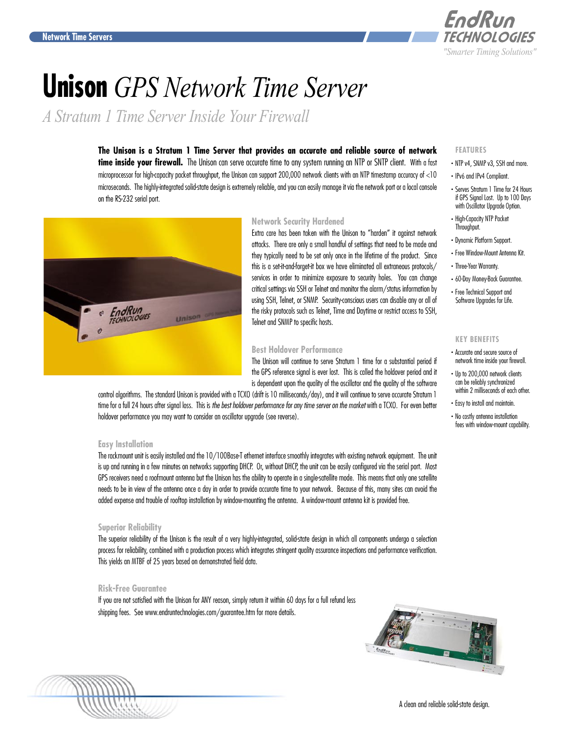# Unison *GPS Network Time Server*

*A Stratum 1 Time Server Inside Your Firewall*

**The Unison is a Stratum 1 Time Server that provides an accurate and reliable source of network time inside your firewall.** The Unison can serve accurate time to any system running an NTP or SNTP client. With a fast microprocessor for high-capacity packet throughput, the Unison can support 200,000 network clients with an NTP timestamp accuracy of <10 microseconds. The highly-integrated solid-state design is extremely reliable, and you can easily manage it via the network port or a local console on the RS-232 serial port.

### Network Security Hardened

Extra care has been taken with the Unison to "harden" it against network attacks. There are only a small handful of settings that need to be made and they typically need to be set only once in the lifetime of the product. Since this is a set-it-and-forget-it box we have eliminated all extraneous protocols/services in order to minimize exposure to security holes. You can change critical settings via SSH or Telnet and monitor the alarm/status information by using SSH, Telnet, or SNMP. Security-conscious users can disable any or all of the risky protocols such as Telnet, Time and Daytime or restrict access to SSH, Telnet and SNMP to specific hosts.

### Best Holdover Performance

The Unison will continue to serve Stratum 1 time for a substantial period if the GPS reference signal is ever lost. This is called the holdover period and it is dependent upon the quality of the oscillator and the quality of the software control algorithms. The standard Unison is provided with a TCXO (drift is 10 milliseconds/day), and it will continue to serve accurate Stratum 1 time for a full 24 hours after signal loss. This is *the best holdover performance for any time server on the market* with a TCXO. For even better holdover performance you may want to consider an oscillator upgrade (see reverse).

### Easy Installation

The rackmount unit is easily installed and the 10/100Base-T ethernet interface smoothly integrates with existing network equipment. The unit is up and running in a few minutes on networks supporting DHCP. Or, without DHCP, the unit can be easily configured via the serial port. Most GPS receivers need a roofmount antenna but the Unison has the ability to operate in a single-satellite mode. This means that only one satellite needs to be in view of the antenna once a day in order to provide accurate time to your network. Because of this, many sites can avoid the added expense and trouble of rooftop installation by window-mounting the antenna. A window-mount antenna kit is provided free.

### Superior Reliability

The superior reliability of the Unison is the result of a very highly-integrated, solid-state design in which all components undergo a selection process for reliability, combined with a production process which integrates stringent quality assurance inspections and performance verification. This yields an MTBF of 25 years based on demonstrated field data.

### Risk-Free Guarantee

If you are not satisfied with the Unison for ANY reason, simply return it within 60 days for a full refund less shipping fees. See www.endruntechnologies.com/guarantee.htm for more details.

A clean and reliable solid-state design.

### FEATURES

- NTP v4, SNMP v3, SSH and more.
- IPv6 and IPv4 Compliant.
- Serves Stratum 1 Time for 24 Hours if GPS Signal Lost. Up to 100 Days with Oscillator Upgrade Option.
- High-Capacity NTP Packet Throughput.
- Dynamic Platform Support.
- Free Window-Mount Antenna Kit.
- Three-Year Warranty.
- 60-Day Money-Back Guarantee.
- Free Technical Support and Software Upgrades for Life.

### KEY BENEFITS

- Accurate and secure source of network time inside your firewall.
- Up to 200,000 network clients can be reliably synchronized within 2 milliseconds of each other.
- Easy to install and maintain.
- No costly antenna installation fees with window-mount capability.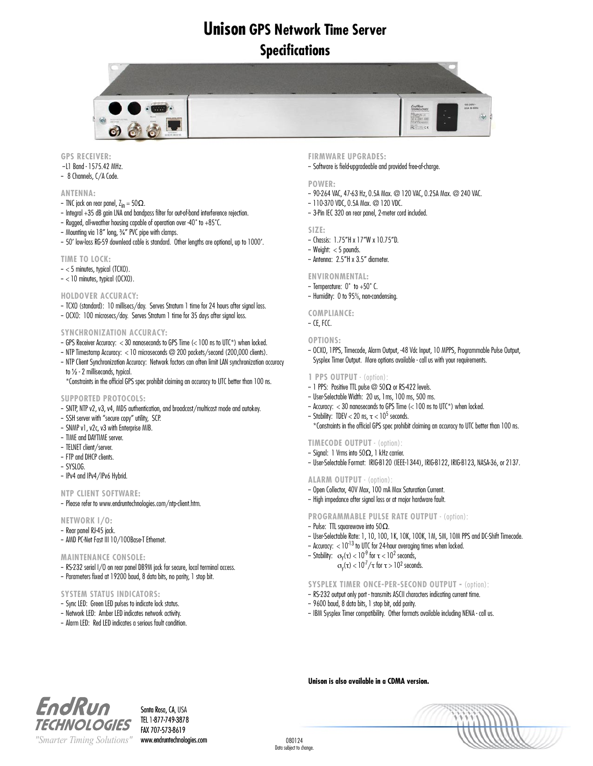# Unison GPS Network Time Server Specifications

## GPS RECEIVER:

- L1 Band - 1575.42 MHz.
- 8 Channels, C/A Code.

## ANTENNA:

- TNC jack on rear panel, $Z_{in} = 50\Omega$.
- Integral +35 dB gain LNA and bandpass filter for out-of-band interference rejection.
- Rugged, all-weather housing capable of operation over -40° to +85°C.
- Mounting via 18" long, ¾" PVC pipe with clamps.
- 50' low-loss RG-59 downlead cable is standard. Other lengths are optional, up to 1000'.

## TIME TO LOCK:

- < 5 minutes, typical (TCXO).
- < 10 minutes, typical (OCXO).

## HOLDOVER ACCURACY:

- TCXO (standard): 10 millisecs/day. Serves Stratum 1 time for 24 hours after signal loss.
- OCXO: 100 microsecs/day. Serves Stratum 1 time for 35 days after signal loss.

## SYNCHRONIZATION ACCURACY:

- GPS Receiver Accuracy: < 30 nanoseconds to GPS Time (< 100 ns to UTC*) when locked.
- NTP Timestamp Accuracy: < 10 microseconds @ 200 packets/second (200,000 clients).
- NTP Client Synchronization Accuracy: Network factors can often limit LAN synchronization accuracy to ½ - 2 milliseconds, typical.

*Constraints in the official GPS spec prohibit claiming an accuracy to UTC better than 100 ns.

## SUPPORTED PROTOCOLS:

- SNTP, NTP v2, v3, v4, MD5 authentication, and broadcast/multicast mode and autokey.
- SSH server with "secure copy" utility, SCP.
- SNMP v1, v2c, v3 with Enterprise MIB.
- TIME and DAYTIME server.
- TELNET client/server.
- FTP and DHCP clients.
- SYSLOG.
- IPv4 and IPv4/IPv6 Hybrid.

## NTP CLIENT SOFTWARE:

- Please refer to www.endruntechnologies.com/ntp-client.htm.

## NETWORK I/O:

- Rear panel RJ-45 jack.
- AMD PC-Net Fast III 10/100Base-T Ethernet.

## MAINTENANCE CONSOLE:

- RS-232 serial I/O on rear panel DB9M jack for secure, local terminal access.
- Parameters fixed at 19200 baud, 8 data bits, no parity, 1 stop bit.

## SYSTEM STATUS INDICATORS:

- Sync LED: Green LED pulses to indicate lock status.
- Network LED: Amber LED indicates network activity.
- Alarm LED: Red LED indicates a serious fault condition.

## FIRMWARE UPGRADES:

- Software is field-upgradeable and provided free-of-charge.

## POWER:

- 90-264 VAC, 47-63 Hz, 0.5A Max. @ 120 VAC, 0.25A Max. @ 240 VAC.
- 110-370 VDC, 0.5A Max. @ 120 VDC.
- 3-Pin IEC 320 on rear panel, 2-meter cord included.

## SIZE:

- Chassis: 1.75"H x 17"W x 10.75"D.
- Weight: < 5 pounds.
- Antenna: 2.5"H x 3.5" diameter.

## ENVIRONMENTAL:

- Temperature: 0° to +50° C.
- Humidity: 0 to 95%, non-condensing.

## COMPLIANCE:

- CE, FCC.

## OPTIONS:

- OCXO, 1PPS, Timecode, Alarm Output, -48 Vdc Input, 10 MPPS, Programmable Pulse Output, Sysplex Timer Output. More options available - call us with your requirements.

## 1 PPS OUTPUT - (option):

- 1 PPS: Positive TTL pulse @ 50Ω or RS-422 levels.
- User-Selectable Width: 20 us, 1ms, 100 ms, 500 ms.
- Accuracy: < 30 nanoseconds to GPS Time (< 100 ns to UTC*) when locked.
- Stability: TDEV < 20 ns, $\tau < 10^5$ seconds.

*Constraints in the official GPS spec prohibit claiming an accuracy to UTC better than 100 ns.

## TIMECODE OUTPUT - (option):

- Signal: 1 Vrms into 50Ω, 1 kHz carrier.
- User-Selectable Format: IRIG-B120 (IEEE-1344), IRIG-B122, IRIG-B123, NASA-36, or 2137.

## ALARM OUTPUT - (option):

- Open Collector, 40V Max, 100 mA Max Saturation Current.
- High impedance after signal loss or at major hardware fault.

## PROGRAMMABLE PULSE RATE OUTPUT - (option):

- Pulse: TTL squarewave into 50Ω.
- User-Selectable Rate: 1, 10, 100, 1K, 10K, 100K, 1M, 5M, 10M PPS and DC-Shift Timecode.
- Accuracy: $< 10^{-13}$ to UTC for 24-hour averaging times when locked.
- Stability: $\sigma_y(\tau) < 10^{-9}$ for $\tau < 10^2$ seconds,
  $\sigma_y(\tau) < 10^{-7}/\tau$ for $\tau > 10^2$ seconds.

## SYSPLEX TIMER ONCE-PER-SECOND OUTPUT - (option):

- RS-232 output only port - transmits ASCII characters indicating current time.
- 9600 baud, 8 data bits, 1 stop bit, odd parity.
- IBM Sysplex Timer compatibility. Other formats available including NENA - call us.

**Unison is also available in a CDMA version.**

EndRun TECHNOLOGIES
"Smarter Timing Solutions"

Santa Rosa, CA, USA
TEL 1-877-749-3878
FAX 707-573-8619
www.endruntechnologies.com

080124
Data subject to change.